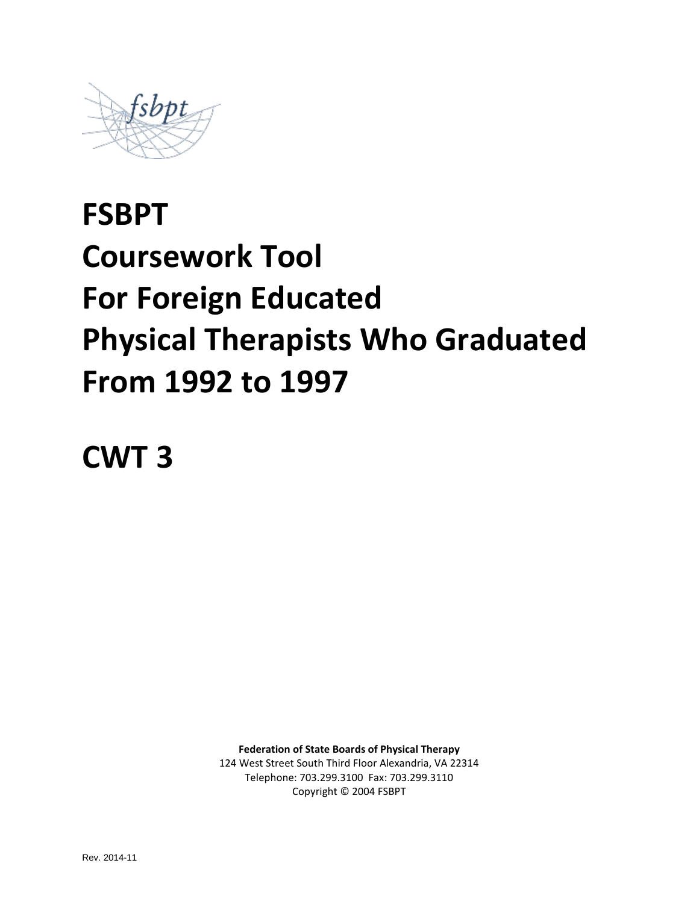fsbpt

# FSBPT
# Coursework Tool
# For Foreign Educated
# Physical Therapists Who Graduated
# From 1992 to 1997

# CWT 3

**Federation of State Boards of Physical Therapy**
124 West Street South Third Floor Alexandria, VA 22314
Telephone: 703.299.3100 Fax: 703.299.3110
Copyright © 2004 FSBPT

Rev. 2014-11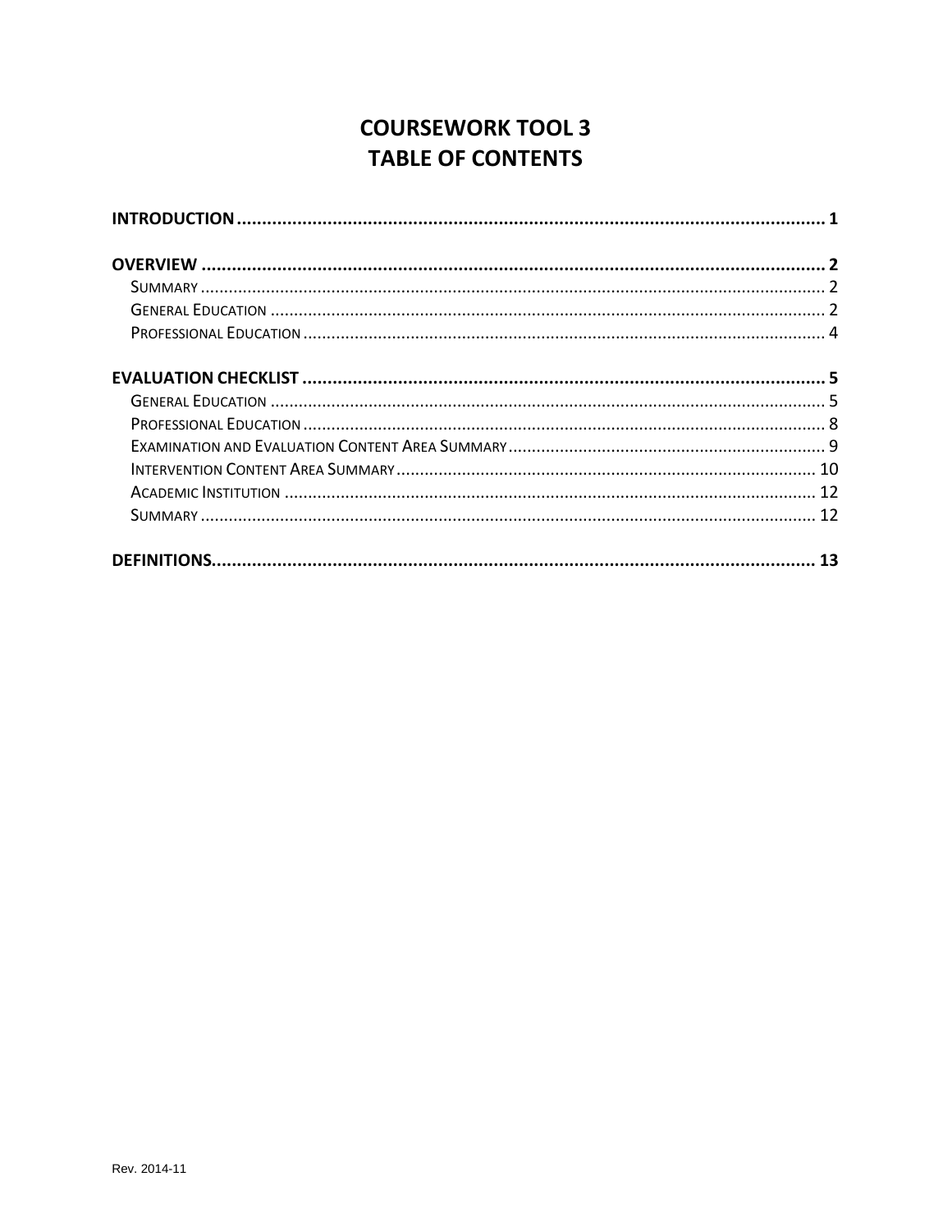# COURSEWORK TOOL 3
# TABLE OF CONTENTS

**INTRODUCTION** .......... **1**

**OVERVIEW** .......... **2**

- Summary .......... 2
- General Education .......... 2
- Professional Education .......... 4

**EVALUATION CHECKLIST** .......... **5**

- General Education .......... 5
- Professional Education .......... 8
- Examination and Evaluation Content Area Summary .......... 9
- Intervention Content Area Summary .......... 10
- Academic Institution .......... 12
- Summary .......... 12

**DEFINITIONS** .......... **13**

Rev. 2014-11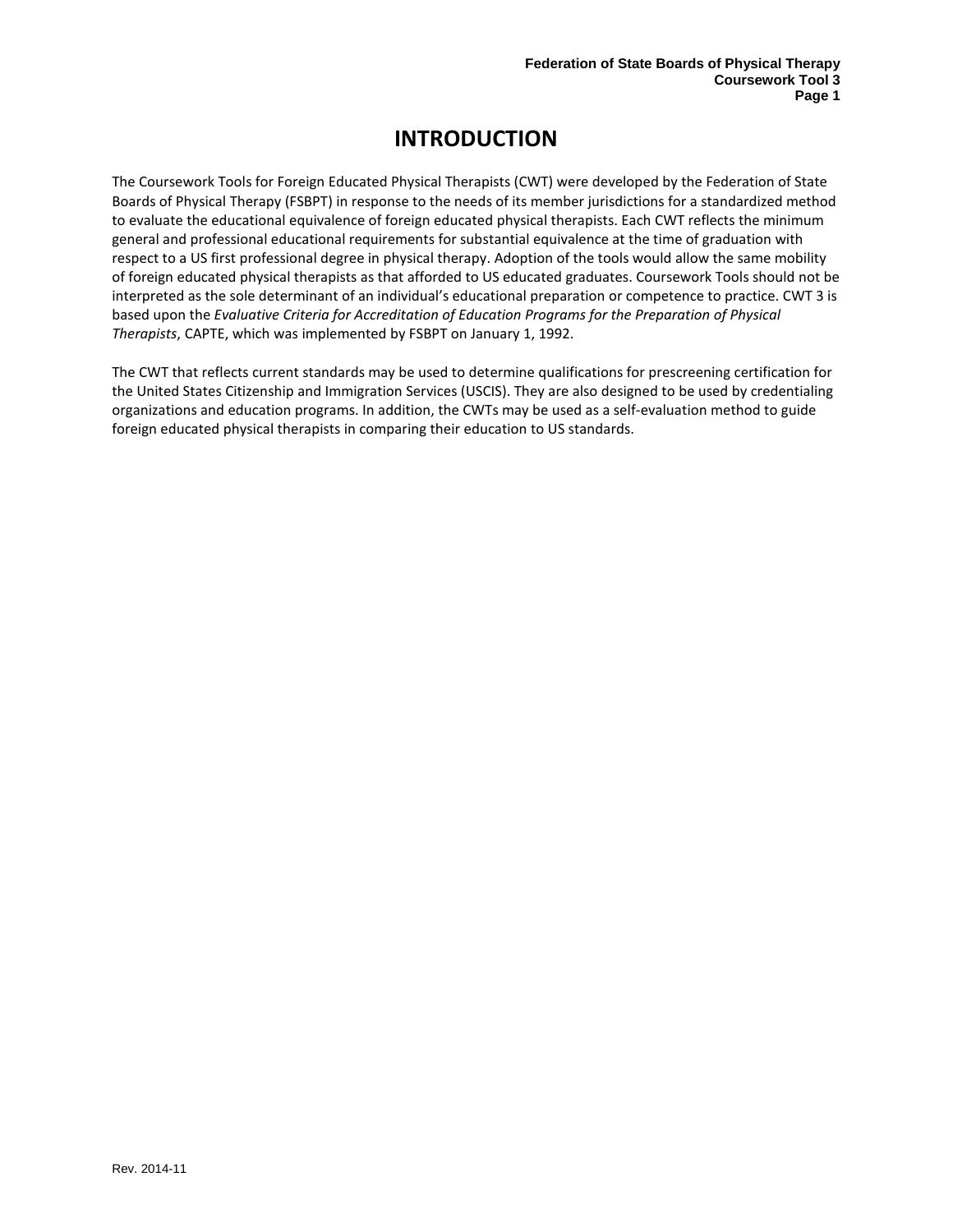# INTRODUCTION

The Coursework Tools for Foreign Educated Physical Therapists (CWT) were developed by the Federation of State Boards of Physical Therapy (FSBPT) in response to the needs of its member jurisdictions for a standardized method to evaluate the educational equivalence of foreign educated physical therapists. Each CWT reflects the minimum general and professional educational requirements for substantial equivalence at the time of graduation with respect to a US first professional degree in physical therapy. Adoption of the tools would allow the same mobility of foreign educated physical therapists as that afforded to US educated graduates. Coursework Tools should not be interpreted as the sole determinant of an individual's educational preparation or competence to practice. CWT 3 is based upon the *Evaluative Criteria for Accreditation of Education Programs for the Preparation of Physical Therapists*, CAPTE, which was implemented by FSBPT on January 1, 1992.

The CWT that reflects current standards may be used to determine qualifications for prescreening certification for the United States Citizenship and Immigration Services (USCIS). They are also designed to be used by credentialing organizations and education programs. In addition, the CWTs may be used as a self-evaluation method to guide foreign educated physical therapists in comparing their education to US standards.

Rev. 2014-11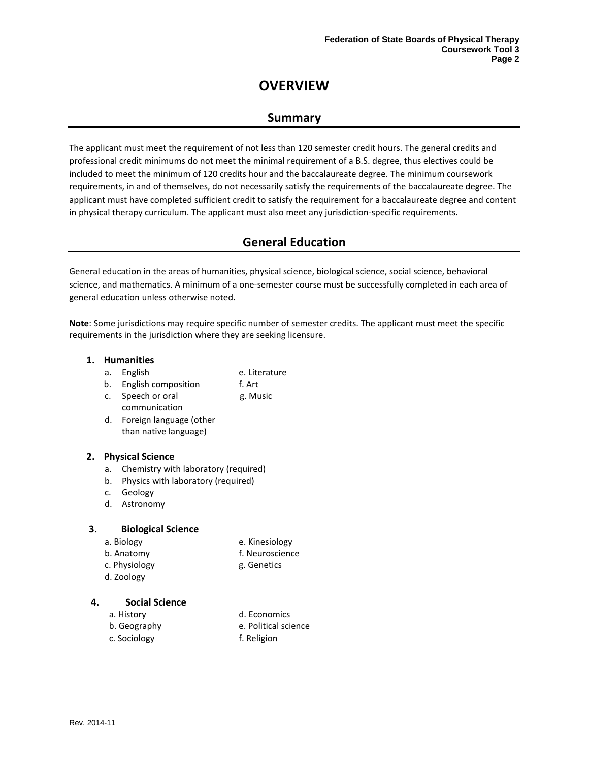# OVERVIEW

## Summary

The applicant must meet the requirement of not less than 120 semester credit hours. The general credits and professional credit minimums do not meet the minimal requirement of a B.S. degree, thus electives could be included to meet the minimum of 120 credits hour and the baccalaureate degree. The minimum coursework requirements, in and of themselves, do not necessarily satisfy the requirements of the baccalaureate degree. The applicant must have completed sufficient credit to satisfy the requirement for a baccalaureate degree and content in physical therapy curriculum. The applicant must also meet any jurisdiction-specific requirements.

## General Education

General education in the areas of humanities, physical science, biological science, social science, behavioral science, and mathematics. A minimum of a one-semester course must be successfully completed in each area of general education unless otherwise noted.

**Note**: Some jurisdictions may require specific number of semester credits. The applicant must meet the specific requirements in the jurisdiction where they are seeking licensure.

1. **Humanities**
   a. English
   b. English composition
   c. Speech or oral communication
   d. Foreign language (other than native language)
   e. Literature
   f. Art
   g. Music

2. **Physical Science**
   a. Chemistry with laboratory (required)
   b. Physics with laboratory (required)
   c. Geology
   d. Astronomy

3. **Biological Science**
   a. Biology
   b. Anatomy
   c. Physiology
   d. Zoology
   e. Kinesiology
   f. Neuroscience
   g. Genetics

4. **Social Science**
   a. History
   b. Geography
   c. Sociology
   d. Economics
   e. Political science
   f. Religion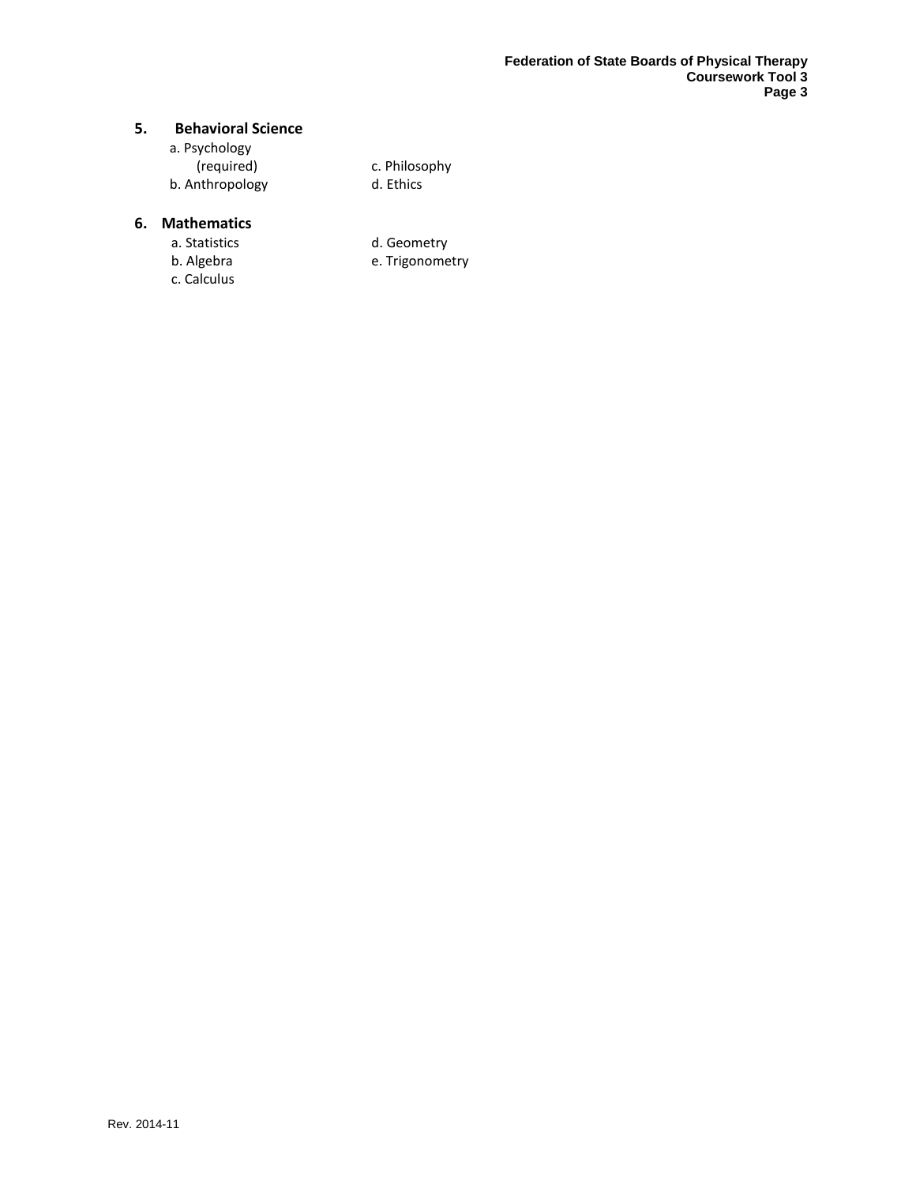## 5. Behavioral Science

a. Psychology (required)
b. Anthropology
c. Philosophy
d. Ethics

## 6. Mathematics

a. Statistics
b. Algebra
c. Calculus
d. Geometry
e. Trigonometry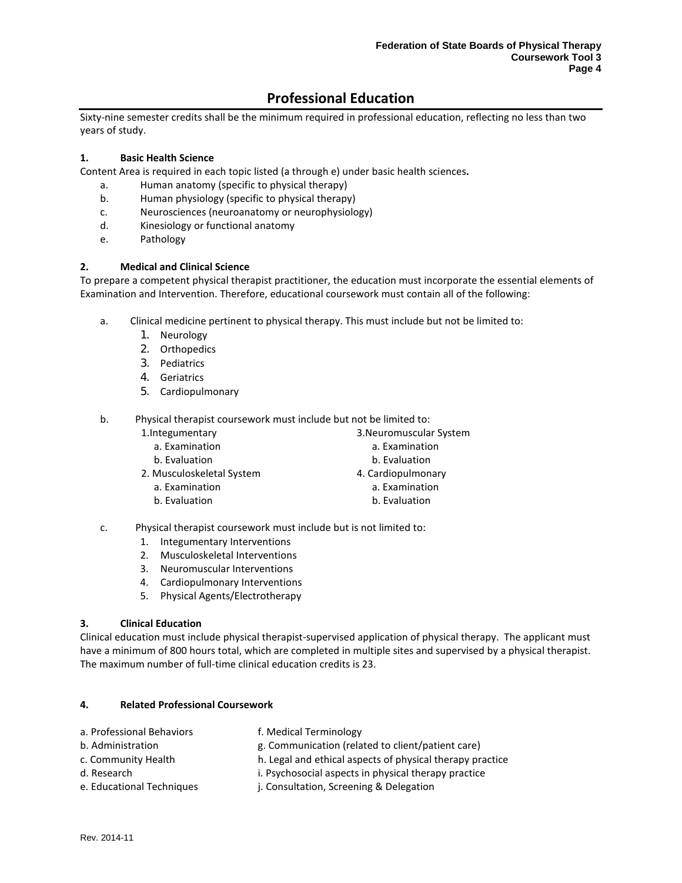# Professional Education

Sixty-nine semester credits shall be the minimum required in professional education, reflecting no less than two years of study.

**1. Basic Health Science**

Content Area is required in each topic listed (a through e) under basic health sciences**.**

- a. Human anatomy (specific to physical therapy)
- b. Human physiology (specific to physical therapy)
- c. Neurosciences (neuroanatomy or neurophysiology)
- d. Kinesiology or functional anatomy
- e. Pathology

**2. Medical and Clinical Science**

To prepare a competent physical therapist practitioner, the education must incorporate the essential elements of Examination and Intervention. Therefore, educational coursework must contain all of the following:

- a. Clinical medicine pertinent to physical therapy. This must include but not be limited to:
  1. Neurology
  2. Orthopedics
  3. Pediatrics
  4. Geriatrics
  5. Cardiopulmonary

- b. Physical therapist coursework must include but not be limited to:
  1. Integumentary
     - a. Examination
     - b. Evaluation
  2. Musculoskeletal System
     - a. Examination
     - b. Evaluation
  3. Neuromuscular System
     - a. Examination
     - b. Evaluation
  4. Cardiopulmonary
     - a. Examination
     - b. Evaluation

- c. Physical therapist coursework must include but is not limited to:
  1. Integumentary Interventions
  2. Musculoskeletal Interventions
  3. Neuromuscular Interventions
  4. Cardiopulmonary Interventions
  5. Physical Agents/Electrotherapy

**3. Clinical Education**

Clinical education must include physical therapist-supervised application of physical therapy. The applicant must have a minimum of 800 hours total, which are completed in multiple sites and supervised by a physical therapist. The maximum number of full-time clinical education credits is 23.

**4. Related Professional Coursework**

- a. Professional Behaviors
- b. Administration
- c. Community Health
- d. Research
- e. Educational Techniques
- f. Medical Terminology
- g. Communication (related to client/patient care)
- h. Legal and ethical aspects of physical therapy practice
- i. Psychosocial aspects in physical therapy practice
- j. Consultation, Screening & Delegation

Rev. 2014-11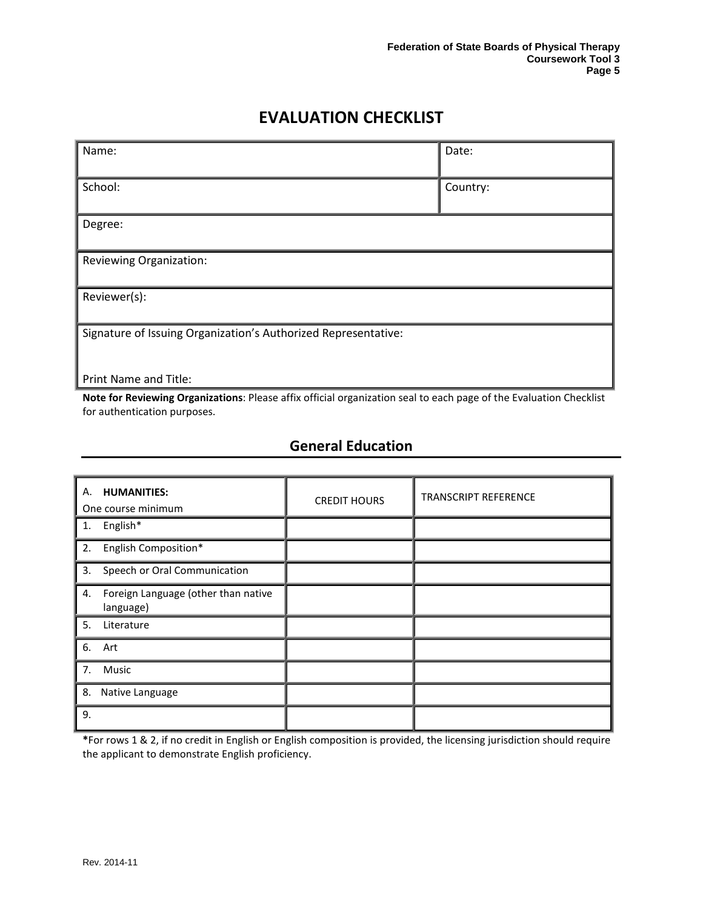# EVALUATION CHECKLIST

| Name: | Date: |
|---|---|
| School: | Country: |
| Degree: | |
| Reviewing Organization: | |
| Reviewer(s): | |
| Signature of Issuing Organization's Authorized Representative:<br><br>Print Name and Title: | |

**Note for Reviewing Organizations**: Please affix official organization seal to each page of the Evaluation Checklist for authentication purposes.

## General Education

| A. **HUMANITIES:**<br>One course minimum | CREDIT HOURS | TRANSCRIPT REFERENCE |
|---|---|---|
| 1. English* | | |
| 2. English Composition* | | |
| 3. Speech or Oral Communication | | |
| 4. Foreign Language (other than native language) | | |
| 5. Literature | | |
| 6. Art | | |
| 7. Music | | |
| 8. Native Language | | |
| 9. | | |

*For rows 1 & 2, if no credit in English or English composition is provided, the licensing jurisdiction should require the applicant to demonstrate English proficiency.

Rev. 2014-11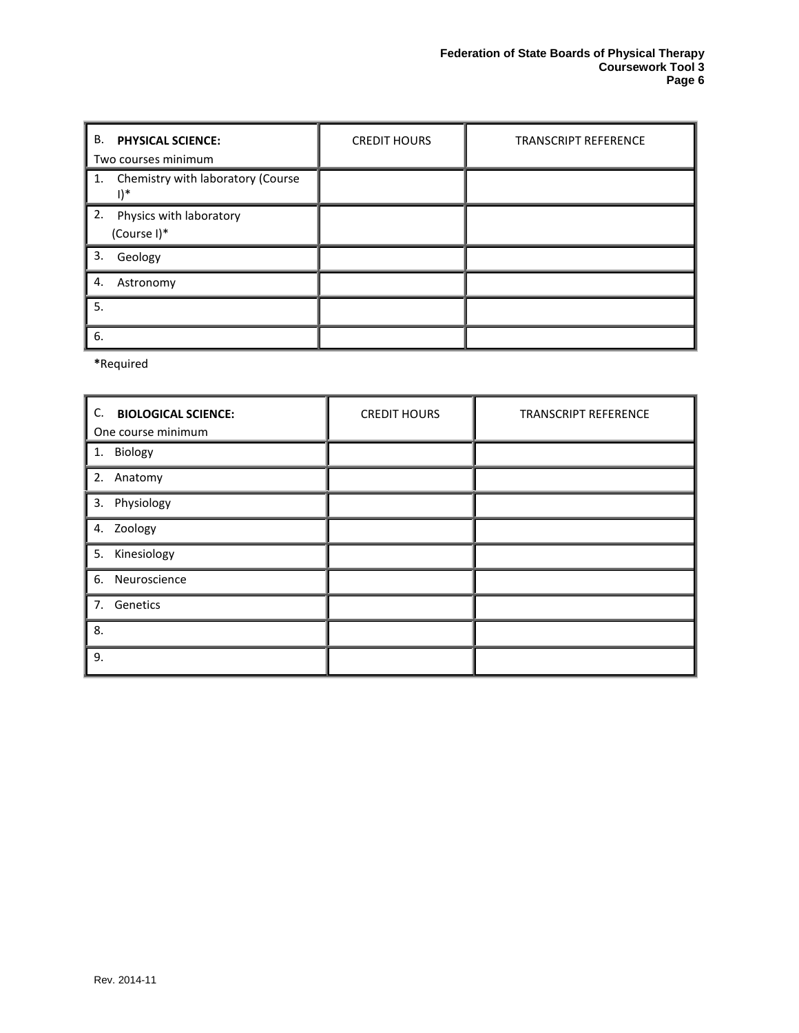| B. **PHYSICAL SCIENCE:** Two courses minimum | CREDIT HOURS | TRANSCRIPT REFERENCE |
|---|---|---|
| 1. Chemistry with laboratory (Course I)* | | |
| 2. Physics with laboratory (Course I)* | | |
| 3. Geology | | |
| 4. Astronomy | | |
| 5. | | |
| 6. | | |

***Required**

| C. **BIOLOGICAL SCIENCE:** One course minimum | CREDIT HOURS | TRANSCRIPT REFERENCE |
|---|---|---|
| 1. Biology | | |
| 2. Anatomy | | |
| 3. Physiology | | |
| 4. Zoology | | |
| 5. Kinesiology | | |
| 6. Neuroscience | | |
| 7. Genetics | | |
| 8. | | |
| 9. | | |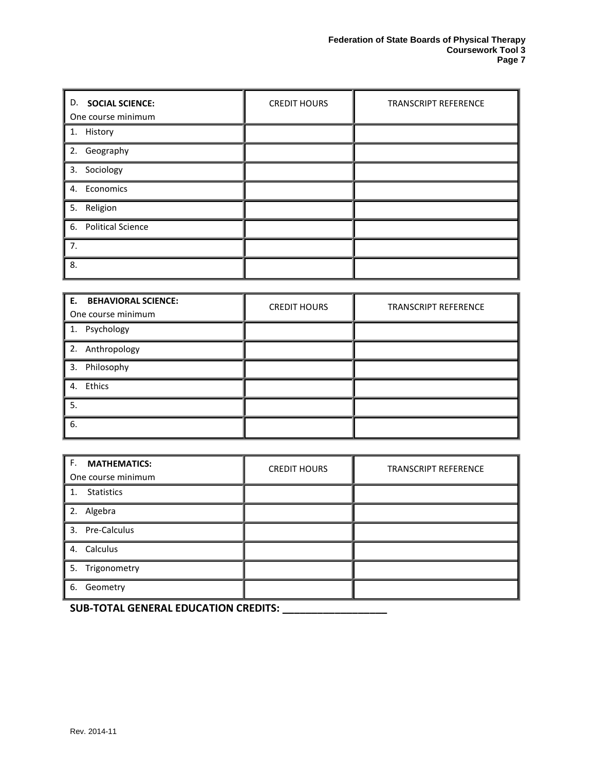| D. **SOCIAL SCIENCE:** One course minimum | CREDIT HOURS | TRANSCRIPT REFERENCE |
|---|---|---|
| 1. History | | |
| 2. Geography | | |
| 3. Sociology | | |
| 4. Economics | | |
| 5. Religion | | |
| 6. Political Science | | |
| 7. | | |
| 8. | | |

| **E. BEHAVIORAL SCIENCE:** One course minimum | CREDIT HOURS | TRANSCRIPT REFERENCE |
|---|---|---|
| 1. Psychology | | |
| 2. Anthropology | | |
| 3. Philosophy | | |
| 4. Ethics | | |
| 5. | | |
| 6. | | |

| F. **MATHEMATICS:** One course minimum | CREDIT HOURS | TRANSCRIPT REFERENCE |
|---|---|---|
| 1. Statistics | | |
| 2. Algebra | | |
| 3. Pre-Calculus | | |
| 4. Calculus | | |
| 5. Trigonometry | | |
| 6. Geometry | | |

**SUB-TOTAL GENERAL EDUCATION CREDITS: __________________**

Rev. 2014-11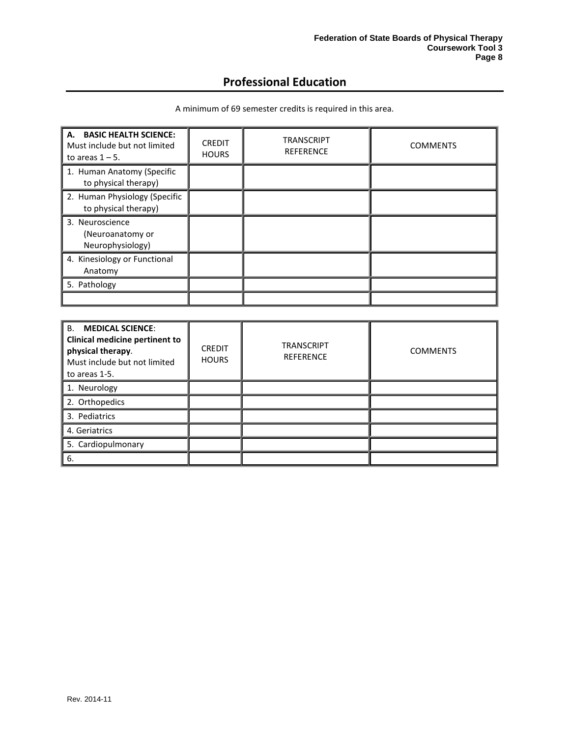# Professional Education

A minimum of 69 semester credits is required in this area.

| **A. BASIC HEALTH SCIENCE:** Must include but not limited to areas 1 – 5. | CREDIT HOURS | TRANSCRIPT REFERENCE | COMMENTS |
|---|---|---|---|
| 1. Human Anatomy (Specific to physical therapy) | | | |
| 2. Human Physiology (Specific to physical therapy) | | | |
| 3. Neuroscience (Neuroanatomy or Neurophysiology) | | | |
| 4. Kinesiology or Functional Anatomy | | | |
| 5. Pathology | | | |
| | | | |

| B. **MEDICAL SCIENCE**: **Clinical medicine pertinent to physical therapy**. Must include but not limited to areas 1-5. | CREDIT HOURS | TRANSCRIPT REFERENCE | COMMENTS |
|---|---|---|---|
| 1. Neurology | | | |
| 2. Orthopedics | | | |
| 3. Pediatrics | | | |
| 4. Geriatrics | | | |
| 5. Cardiopulmonary | | | |
| 6. | | | |

Rev. 2014-11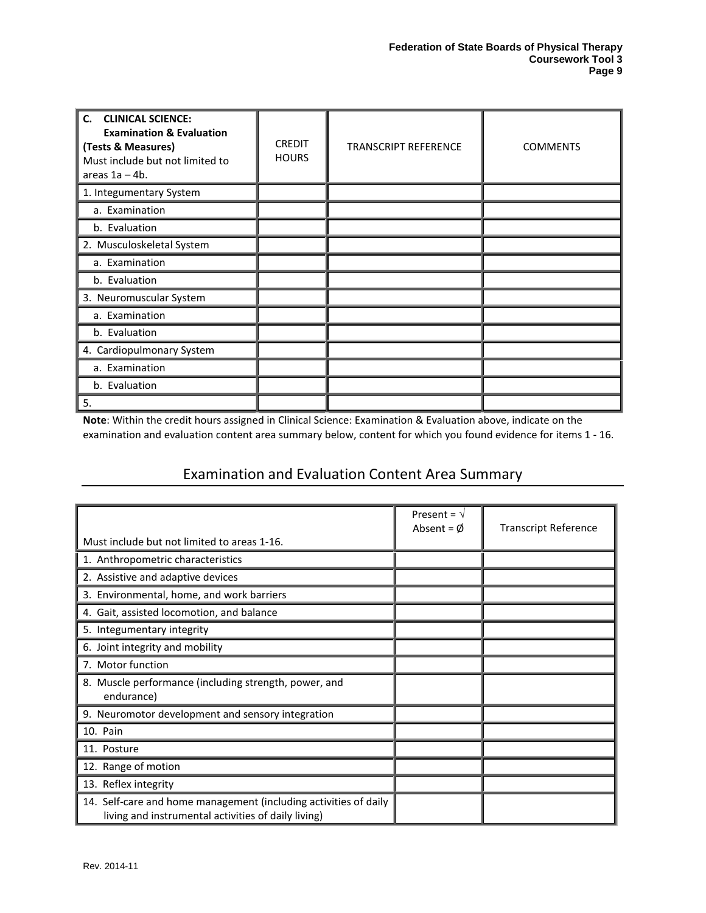| **C. CLINICAL SCIENCE: Examination & Evaluation (Tests & Measures)** Must include but not limited to areas 1a – 4b. | CREDIT HOURS | TRANSCRIPT REFERENCE | COMMENTS |
|---|---|---|---|
| 1. Integumentary System | | | |
| a. Examination | | | |
| b. Evaluation | | | |
| 2. Musculoskeletal System | | | |
| a. Examination | | | |
| b. Evaluation | | | |
| 3. Neuromuscular System | | | |
| a. Examination | | | |
| b. Evaluation | | | |
| 4. Cardiopulmonary System | | | |
| a. Examination | | | |
| b. Evaluation | | | |
| 5. | | | |

**Note**: Within the credit hours assigned in Clinical Science: Examination & Evaluation above, indicate on the examination and evaluation content area summary below, content for which you found evidence for items 1 - 16.

## Examination and Evaluation Content Area Summary

| Must include but not limited to areas 1-16. | Present = √ Absent = Ø | Transcript Reference |
|---|---|---|
| 1. Anthropometric characteristics | | |
| 2. Assistive and adaptive devices | | |
| 3. Environmental, home, and work barriers | | |
| 4. Gait, assisted locomotion, and balance | | |
| 5. Integumentary integrity | | |
| 6. Joint integrity and mobility | | |
| 7. Motor function | | |
| 8. Muscle performance (including strength, power, and endurance) | | |
| 9. Neuromotor development and sensory integration | | |
| 10. Pain | | |
| 11. Posture | | |
| 12. Range of motion | | |
| 13. Reflex integrity | | |
| 14. Self-care and home management (including activities of daily living and instrumental activities of daily living) | | |

Rev. 2014-11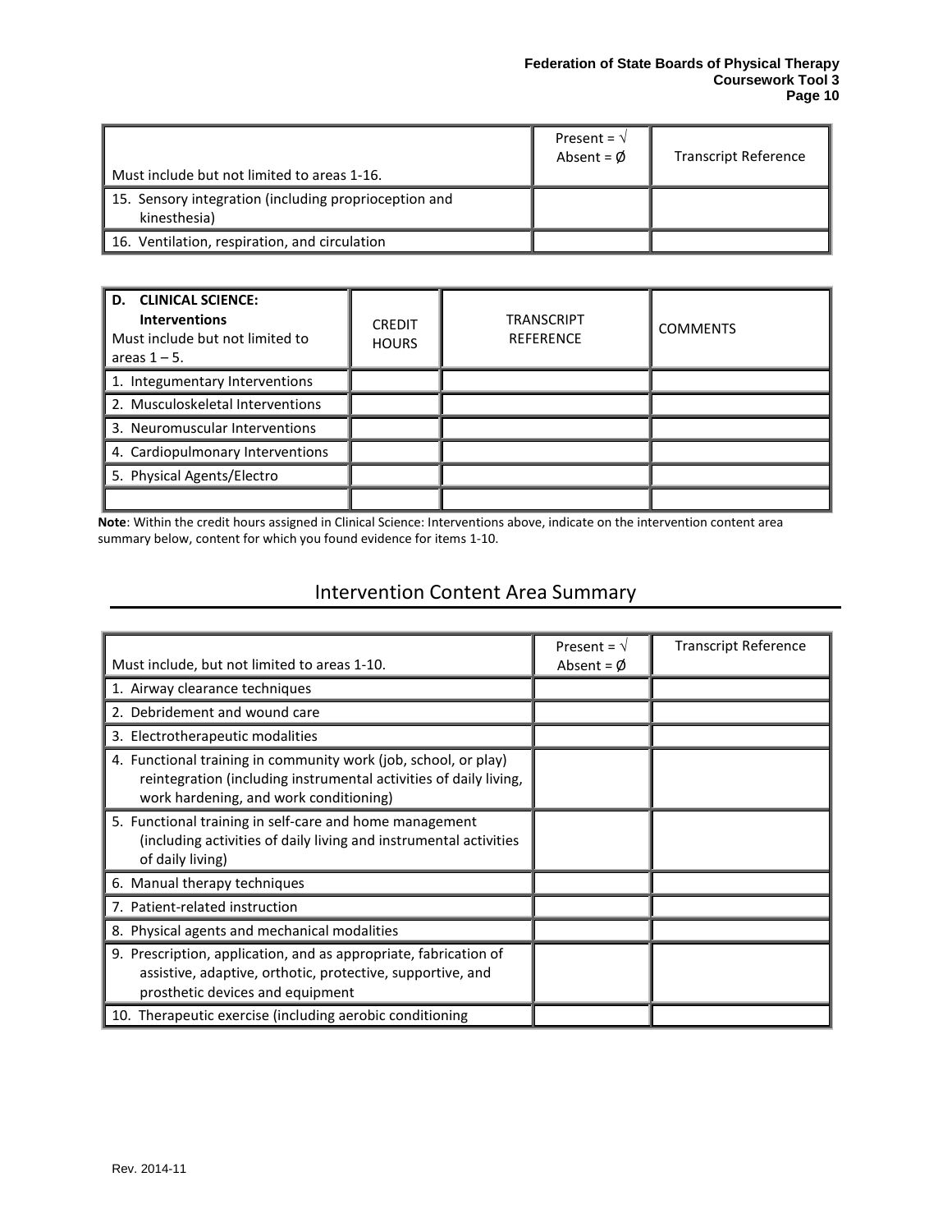| Must include but not limited to areas 1-16. | Present = √ Absent = Ø | Transcript Reference |
|---|---|---|
| 15. Sensory integration (including proprioception and kinesthesia) | | |
| 16. Ventilation, respiration, and circulation | | |

| **D. CLINICAL SCIENCE: Interventions** Must include but not limited to areas 1 – 5. | CREDIT HOURS | TRANSCRIPT REFERENCE | COMMENTS |
|---|---|---|---|
| 1. Integumentary Interventions | | | |
| 2. Musculoskeletal Interventions | | | |
| 3. Neuromuscular Interventions | | | |
| 4. Cardiopulmonary Interventions | | | |
| 5. Physical Agents/Electro | | | |
| | | | |

**Note**: Within the credit hours assigned in Clinical Science: Interventions above, indicate on the intervention content area summary below, content for which you found evidence for items 1-10.

## Intervention Content Area Summary

| Must include, but not limited to areas 1-10. | Present = √ Absent = Ø | Transcript Reference |
|---|---|---|
| 1. Airway clearance techniques | | |
| 2. Debridement and wound care | | |
| 3. Electrotherapeutic modalities | | |
| 4. Functional training in community work (job, school, or play) reintegration (including instrumental activities of daily living, work hardening, and work conditioning) | | |
| 5. Functional training in self-care and home management (including activities of daily living and instrumental activities of daily living) | | |
| 6. Manual therapy techniques | | |
| 7. Patient-related instruction | | |
| 8. Physical agents and mechanical modalities | | |
| 9. Prescription, application, and as appropriate, fabrication of assistive, adaptive, orthotic, protective, supportive, and prosthetic devices and equipment | | |
| 10. Therapeutic exercise (including aerobic conditioning | | |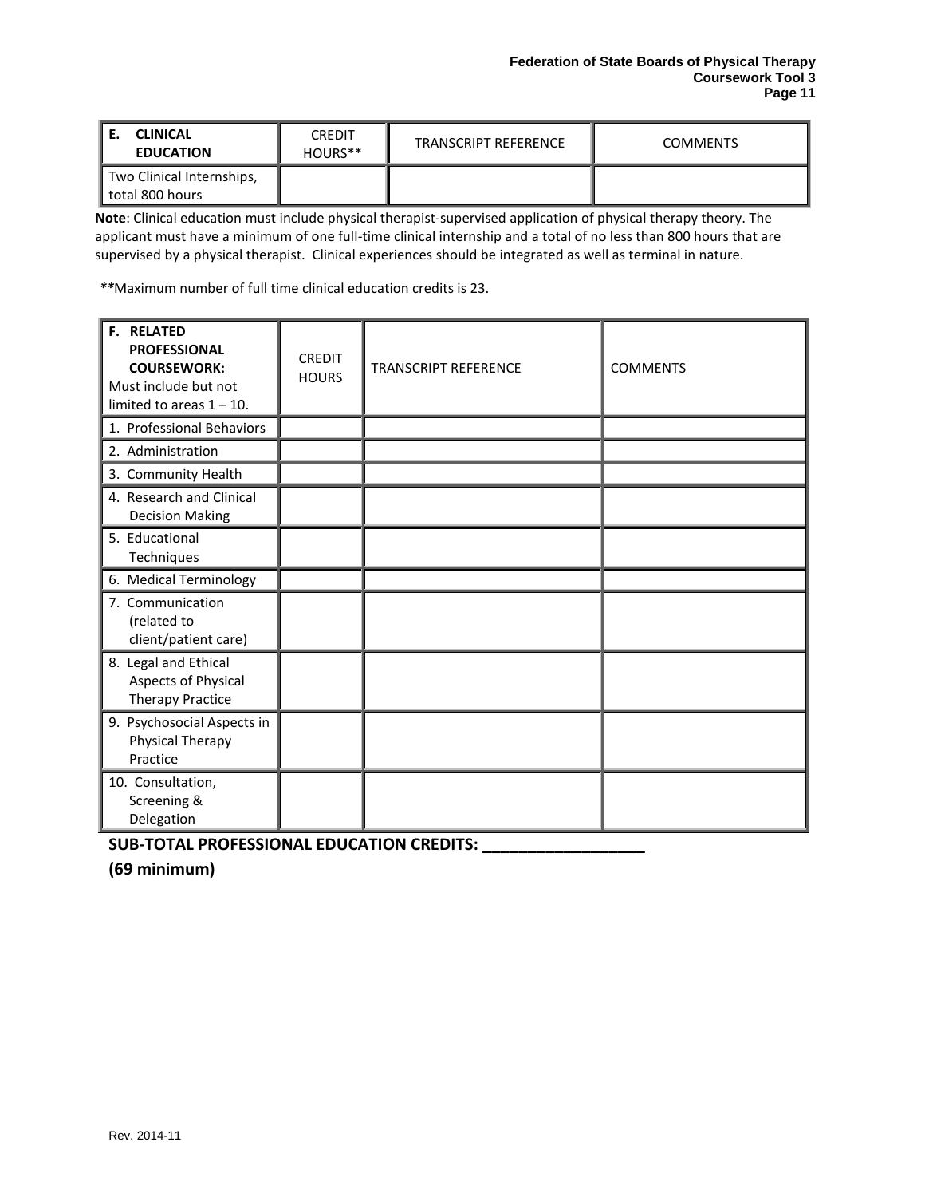| E. CLINICAL EDUCATION | CREDIT HOURS** | TRANSCRIPT REFERENCE | COMMENTS |
|---|---|---|---|
| Two Clinical Internships, total 800 hours | | | |

**Note**: Clinical education must include physical therapist-supervised application of physical therapy theory. The applicant must have a minimum of one full-time clinical internship and a total of no less than 800 hours that are supervised by a physical therapist. Clinical experiences should be integrated as well as terminal in nature.

***Maximum number of full time clinical education credits is 23.

| F. RELATED PROFESSIONAL COURSEWORK: Must include but not limited to areas 1 – 10. | CREDIT HOURS | TRANSCRIPT REFERENCE | COMMENTS |
|---|---|---|---|
| 1. Professional Behaviors | | | |
| 2. Administration | | | |
| 3. Community Health | | | |
| 4. Research and Clinical Decision Making | | | |
| 5. Educational Techniques | | | |
| 6. Medical Terminology | | | |
| 7. Communication (related to client/patient care) | | | |
| 8. Legal and Ethical Aspects of Physical Therapy Practice | | | |
| 9. Psychosocial Aspects in Physical Therapy Practice | | | |
| 10. Consultation, Screening & Delegation | | | |

**SUB-TOTAL PROFESSIONAL EDUCATION CREDITS: ___________________**

**(69 minimum)**

Rev. 2014-11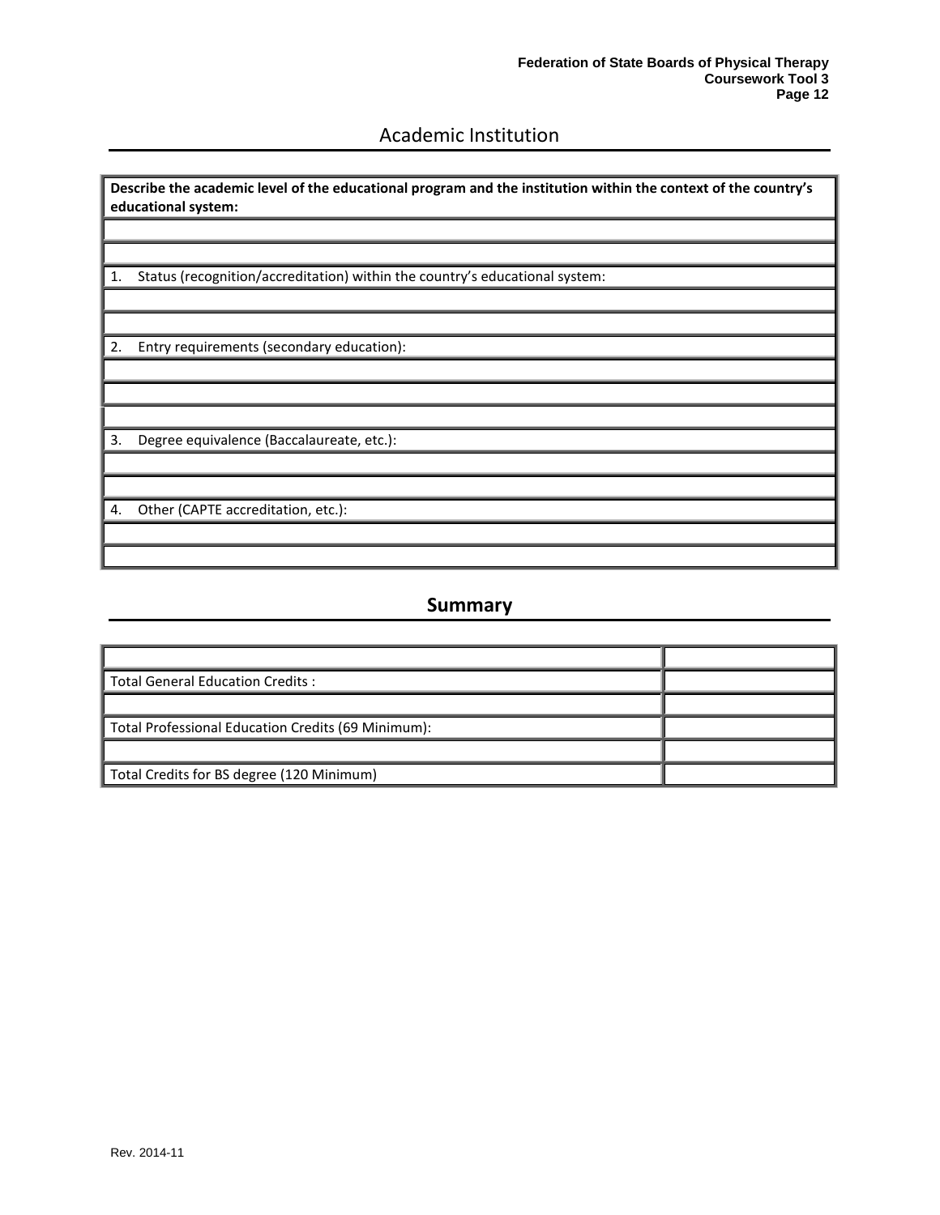# Academic Institution

| **Describe the academic level of the educational program and the institution within the context of the country's educational system:** |
|---|
| |
| |
| 1. Status (recognition/accreditation) within the country's educational system: |
| |
| |
| 2. Entry requirements (secondary education): |
| |
| |
| |
| 3. Degree equivalence (Baccalaureate, etc.): |
| |
| |
| 4. Other (CAPTE accreditation, etc.): |
| |
| |

## Summary

| | |
|---|---|
| Total General Education Credits : | |
| | |
| Total Professional Education Credits (69 Minimum): | |
| | |
| Total Credits for BS degree (120 Minimum) | |

Rev. 2014-11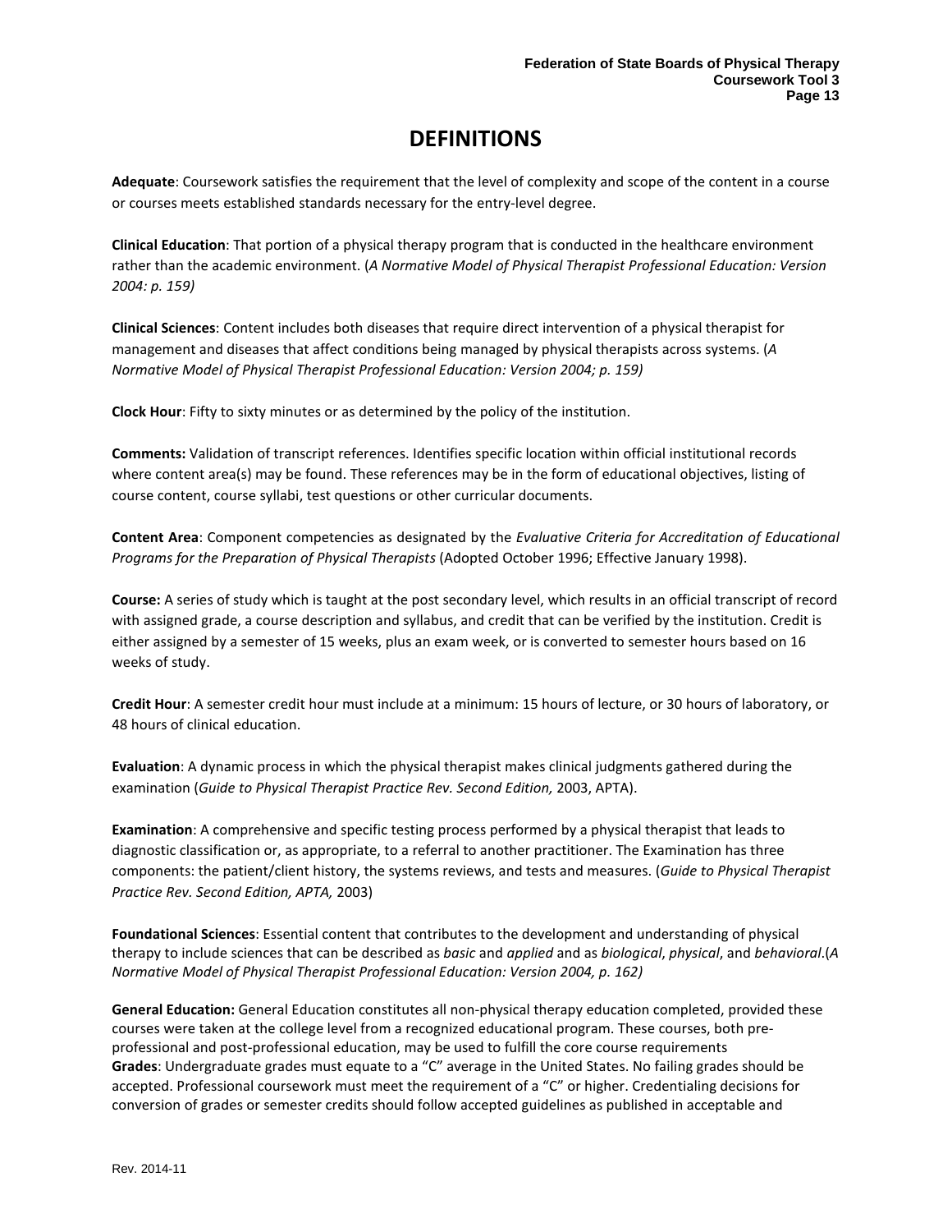# DEFINITIONS

**Adequate**: Coursework satisfies the requirement that the level of complexity and scope of the content in a course or courses meets established standards necessary for the entry-level degree.

**Clinical Education**: That portion of a physical therapy program that is conducted in the healthcare environment rather than the academic environment. (*A Normative Model of Physical Therapist Professional Education: Version 2004: p. 159)*

**Clinical Sciences**: Content includes both diseases that require direct intervention of a physical therapist for management and diseases that affect conditions being managed by physical therapists across systems. (*A Normative Model of Physical Therapist Professional Education: Version 2004; p. 159)*

**Clock Hour**: Fifty to sixty minutes or as determined by the policy of the institution.

**Comments:** Validation of transcript references. Identifies specific location within official institutional records where content area(s) may be found. These references may be in the form of educational objectives, listing of course content, course syllabi, test questions or other curricular documents.

**Content Area**: Component competencies as designated by the *Evaluative Criteria for Accreditation of Educational Programs for the Preparation of Physical Therapists* (Adopted October 1996; Effective January 1998).

**Course:** A series of study which is taught at the post secondary level, which results in an official transcript of record with assigned grade, a course description and syllabus, and credit that can be verified by the institution. Credit is either assigned by a semester of 15 weeks, plus an exam week, or is converted to semester hours based on 16 weeks of study.

**Credit Hour**: A semester credit hour must include at a minimum: 15 hours of lecture, or 30 hours of laboratory, or 48 hours of clinical education.

**Evaluation**: A dynamic process in which the physical therapist makes clinical judgments gathered during the examination (*Guide to Physical Therapist Practice Rev. Second Edition,* 2003, APTA).

**Examination**: A comprehensive and specific testing process performed by a physical therapist that leads to diagnostic classification or, as appropriate, to a referral to another practitioner. The Examination has three components: the patient/client history, the systems reviews, and tests and measures. (*Guide to Physical Therapist Practice Rev. Second Edition, APTA,* 2003)

**Foundational Sciences**: Essential content that contributes to the development and understanding of physical therapy to include sciences that can be described as *basic* and *applied* and as *biological*, *physical*, and *behavioral*.(*A Normative Model of Physical Therapist Professional Education: Version 2004, p. 162)*

**General Education:** General Education constitutes all non-physical therapy education completed, provided these courses were taken at the college level from a recognized educational program. These courses, both pre-professional and post-professional education, may be used to fulfill the core course requirements

**Grades**: Undergraduate grades must equate to a "C" average in the United States. No failing grades should be accepted. Professional coursework must meet the requirement of a "C" or higher. Credentialing decisions for conversion of grades or semester credits should follow accepted guidelines as published in acceptable and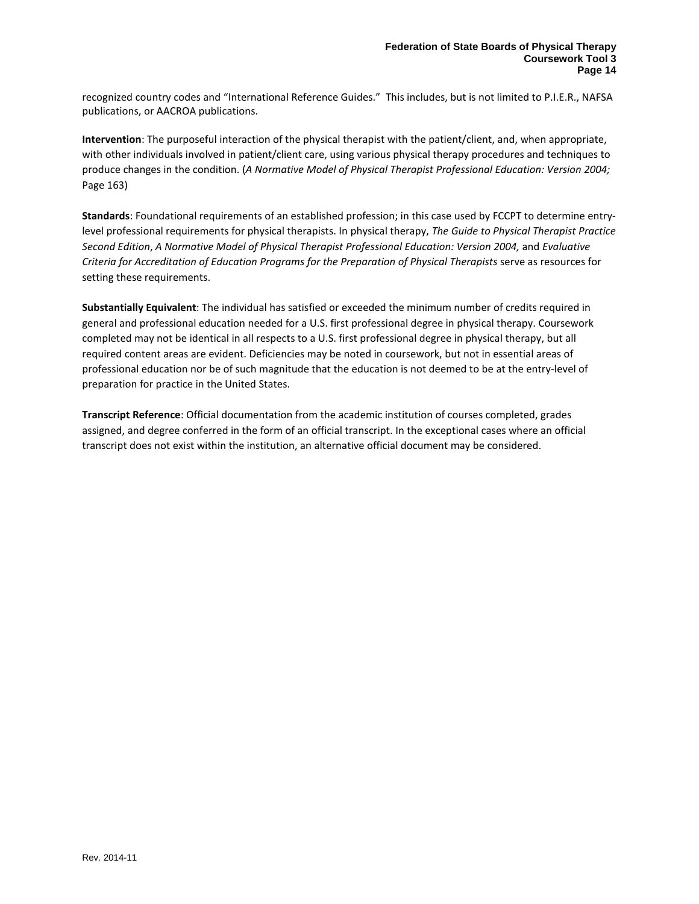recognized country codes and "International Reference Guides." This includes, but is not limited to P.I.E.R., NAFSA publications, or AACROA publications.

**Intervention**: The purposeful interaction of the physical therapist with the patient/client, and, when appropriate, with other individuals involved in patient/client care, using various physical therapy procedures and techniques to produce changes in the condition. (*A Normative Model of Physical Therapist Professional Education: Version 2004;* Page 163)

**Standards**: Foundational requirements of an established profession; in this case used by FCCPT to determine entry-level professional requirements for physical therapists. In physical therapy, *The Guide to Physical Therapist Practice Second Edition*, *A Normative Model of Physical Therapist Professional Education: Version 2004,* and *Evaluative Criteria for Accreditation of Education Programs for the Preparation of Physical Therapists* serve as resources for setting these requirements.

**Substantially Equivalent**: The individual has satisfied or exceeded the minimum number of credits required in general and professional education needed for a U.S. first professional degree in physical therapy. Coursework completed may not be identical in all respects to a U.S. first professional degree in physical therapy, but all required content areas are evident. Deficiencies may be noted in coursework, but not in essential areas of professional education nor be of such magnitude that the education is not deemed to be at the entry-level of preparation for practice in the United States.

**Transcript Reference**: Official documentation from the academic institution of courses completed, grades assigned, and degree conferred in the form of an official transcript. In the exceptional cases where an official transcript does not exist within the institution, an alternative official document may be considered.